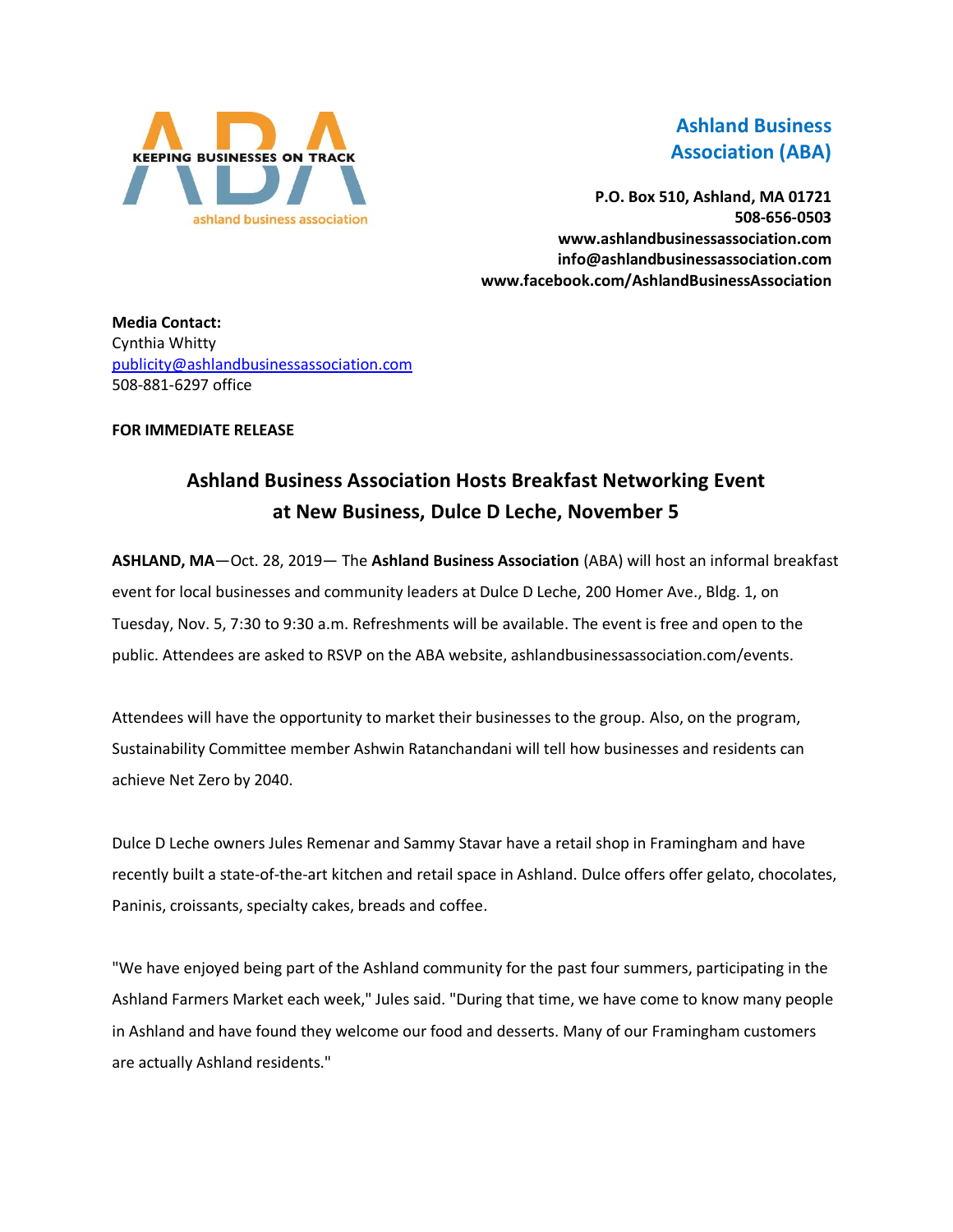KEEPING BUSINESSES ON TRACK

ashland business association

**Ashland Business Association (ABA)**

**P.O. Box 510, Ashland, MA 01721**
**508-656-0503**
**www.ashlandbusinessassociation.com**
**info@ashlandbusinessassociation.com**
**www.facebook.com/AshlandBusinessAssociation**

**Media Contact:**
Cynthia Whitty
publicity@ashlandbusinessassociation.com
508-881-6297 office

**FOR IMMEDIATE RELEASE**

## Ashland Business Association Hosts Breakfast Networking Event at New Business, Dulce D Leche, November 5

**ASHLAND, MA**—Oct. 28, 2019— The **Ashland Business Association** (ABA) will host an informal breakfast event for local businesses and community leaders at Dulce D Leche, 200 Homer Ave., Bldg. 1, on Tuesday, Nov. 5, 7:30 to 9:30 a.m. Refreshments will be available. The event is free and open to the public. Attendees are asked to RSVP on the ABA website, ashlandbusinessassociation.com/events.

Attendees will have the opportunity to market their businesses to the group. Also, on the program, Sustainability Committee member Ashwin Ratanchandani will tell how businesses and residents can achieve Net Zero by 2040.

Dulce D Leche owners Jules Remenar and Sammy Stavar have a retail shop in Framingham and have recently built a state-of-the-art kitchen and retail space in Ashland. Dulce offers offer gelato, chocolates, Paninis, croissants, specialty cakes, breads and coffee.

"We have enjoyed being part of the Ashland community for the past four summers, participating in the Ashland Farmers Market each week," Jules said. "During that time, we have come to know many people in Ashland and have found they welcome our food and desserts. Many of our Framingham customers are actually Ashland residents."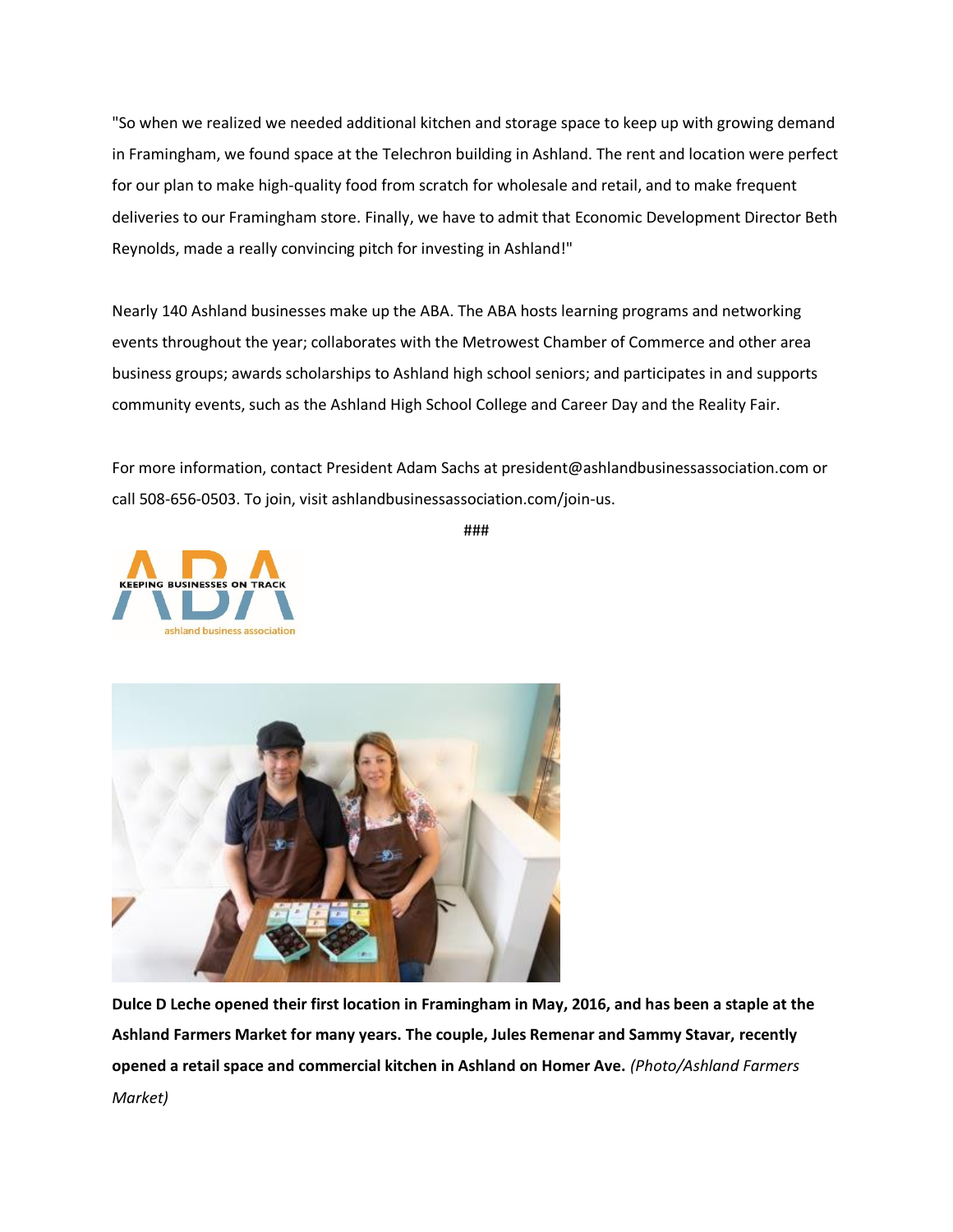"So when we realized we needed additional kitchen and storage space to keep up with growing demand in Framingham, we found space at the Telechron building in Ashland. The rent and location were perfect for our plan to make high-quality food from scratch for wholesale and retail, and to make frequent deliveries to our Framingham store. Finally, we have to admit that Economic Development Director Beth Reynolds, made a really convincing pitch for investing in Ashland!"

Nearly 140 Ashland businesses make up the ABA. The ABA hosts learning programs and networking events throughout the year; collaborates with the Metrowest Chamber of Commerce and other area business groups; awards scholarships to Ashland high school seniors; and participates in and supports community events, such as the Ashland High School College and Career Day and the Reality Fair.

For more information, contact President Adam Sachs at president@ashlandbusinessassociation.com or call 508-656-0503. To join, visit ashlandbusinessassociation.com/join-us.

###

**Dulce D Leche opened their first location in Framingham in May, 2016, and has been a staple at the Ashland Farmers Market for many years. The couple, Jules Remenar and Sammy Stavar, recently opened a retail space and commercial kitchen in Ashland on Homer Ave.** *(Photo/Ashland Farmers Market)*